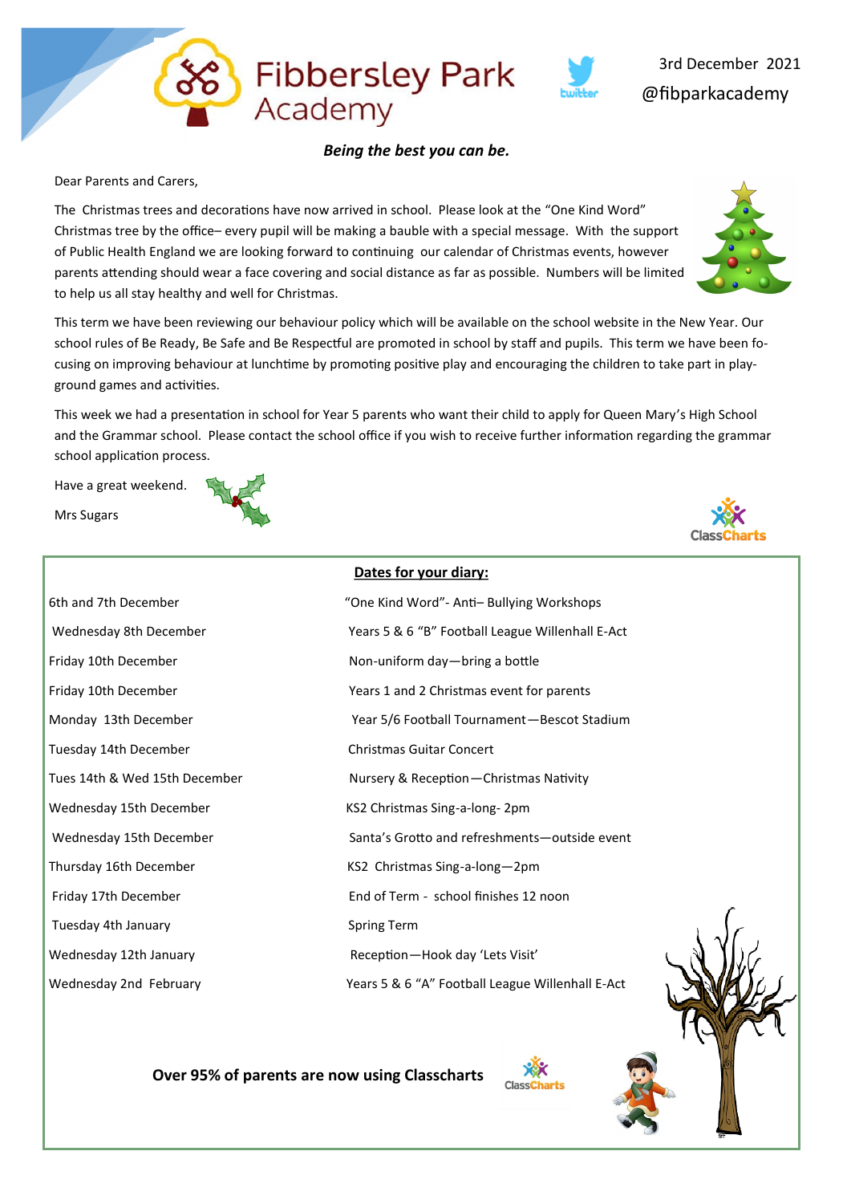# Fibbersley Park Academy

3rd December 2021

@fibparkacademy

***Being the best you can be.***

Dear Parents and Carers,

The Christmas trees and decorations have now arrived in school. Please look at the "One Kind Word" Christmas tree by the office– every pupil will be making a bauble with a special message. With the support of Public Health England we are looking forward to continuing our calendar of Christmas events, however parents attending should wear a face covering and social distance as far as possible. Numbers will be limited to help us all stay healthy and well for Christmas.

This term we have been reviewing our behaviour policy which will be available on the school website in the New Year. Our school rules of Be Ready, Be Safe and Be Respectful are promoted in school by staff and pupils. This term we have been focusing on improving behaviour at lunchtime by promoting positive play and encouraging the children to take part in playground games and activities.

This week we had a presentation in school for Year 5 parents who want their child to apply for Queen Mary's High School and the Grammar school. Please contact the school office if you wish to receive further information regarding the grammar school application process.

Have a great weekend.

Mrs Sugars

## Dates for your diary:

| | |
|---|---|
| 6th and 7th December | "One Kind Word"- Anti– Bullying Workshops |
| Wednesday 8th December | Years 5 & 6 "B" Football League Willenhall E-Act |
| Friday 10th December | Non-uniform day—bring a bottle |
| Friday 10th December | Years 1 and 2 Christmas event for parents |
| Monday 13th December | Year 5/6 Football Tournament—Bescot Stadium |
| Tuesday 14th December | Christmas Guitar Concert |
| Tues 14th & Wed 15th December | Nursery & Reception—Christmas Nativity |
| Wednesday 15th December | KS2 Christmas Sing-a-long- 2pm |
| Wednesday 15th December | Santa's Grotto and refreshments—outside event |
| Thursday 16th December | KS2 Christmas Sing-a-long—2pm |
| Friday 17th December | End of Term - school finishes 12 noon |
| Tuesday 4th January | Spring Term |
| Wednesday 12th January | Reception—Hook day 'Lets Visit' |
| Wednesday 2nd February | Years 5 & 6 "A" Football League Willenhall E-Act |

**Over 95% of parents are now using Classcharts**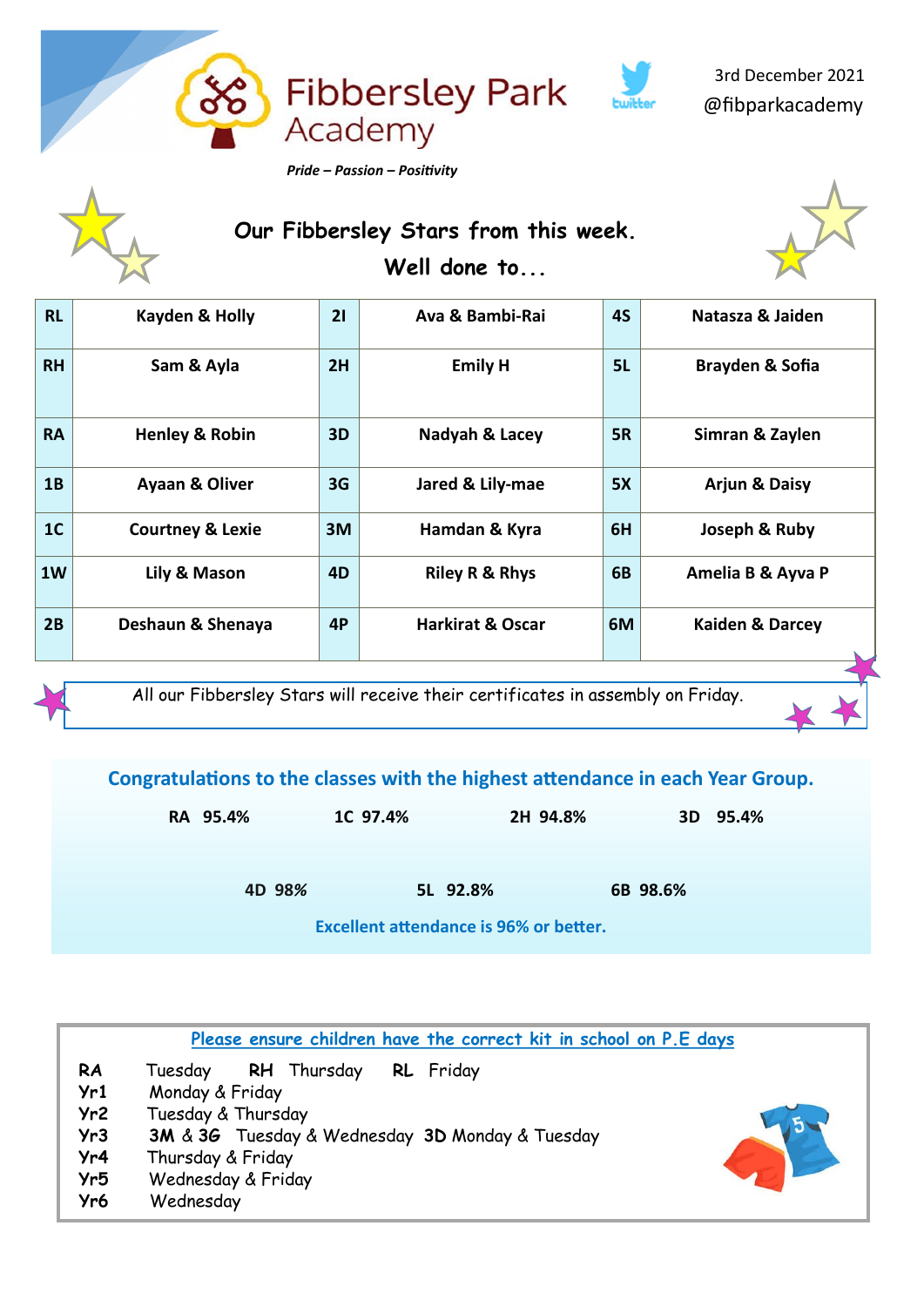# Fibbersley Park Academy

*Pride – Passion – Positivity*

3rd December 2021

@fibparkacademy

## Our Fibbersley Stars from this week.

## Well done to...

| RL | Kayden & Holly | 2I | Ava & Bambi-Rai | 4S | Natasza & Jaiden |
|---|---|---|---|---|---|
| RH | Sam & Ayla | 2H | Emily H | 5L | Brayden & Sofia |
| RA | Henley & Robin | 3D | Nadyah & Lacey | 5R | Simran & Zaylen |
| 1B | Ayaan & Oliver | 3G | Jared & Lily-mae | 5X | Arjun & Daisy |
| 1C | Courtney & Lexie | 3M | Hamdan & Kyra | 6H | Joseph & Ruby |
| 1W | Lily & Mason | 4D | Riley R & Rhys | 6B | Amelia B & Ayva P |
| 2B | Deshaun & Shenaya | 4P | Harkirat & Oscar | 6M | Kaiden & Darcey |

All our Fibbersley Stars will receive their certificates in assembly on Friday.

## Congratulations to the classes with the highest attendance in each Year Group.

**RA 95.4%** **1C 97.4%** **2H 94.8%** **3D 95.4%**

**4D 98%** **5L 92.8%** **6B 98.6%**

**Excellent attendance is 96% or better.**

**Please ensure children have the correct kit in school on P.E days**

**RA** Tuesday **RH** Thursday **RL** Friday
**Yr1** Monday & Friday
**Yr2** Tuesday & Thursday
**Yr3** **3M** & **3G** Tuesday & Wednesday **3D** Monday & Tuesday
**Yr4** Thursday & Friday
**Yr5** Wednesday & Friday
**Yr6** Wednesday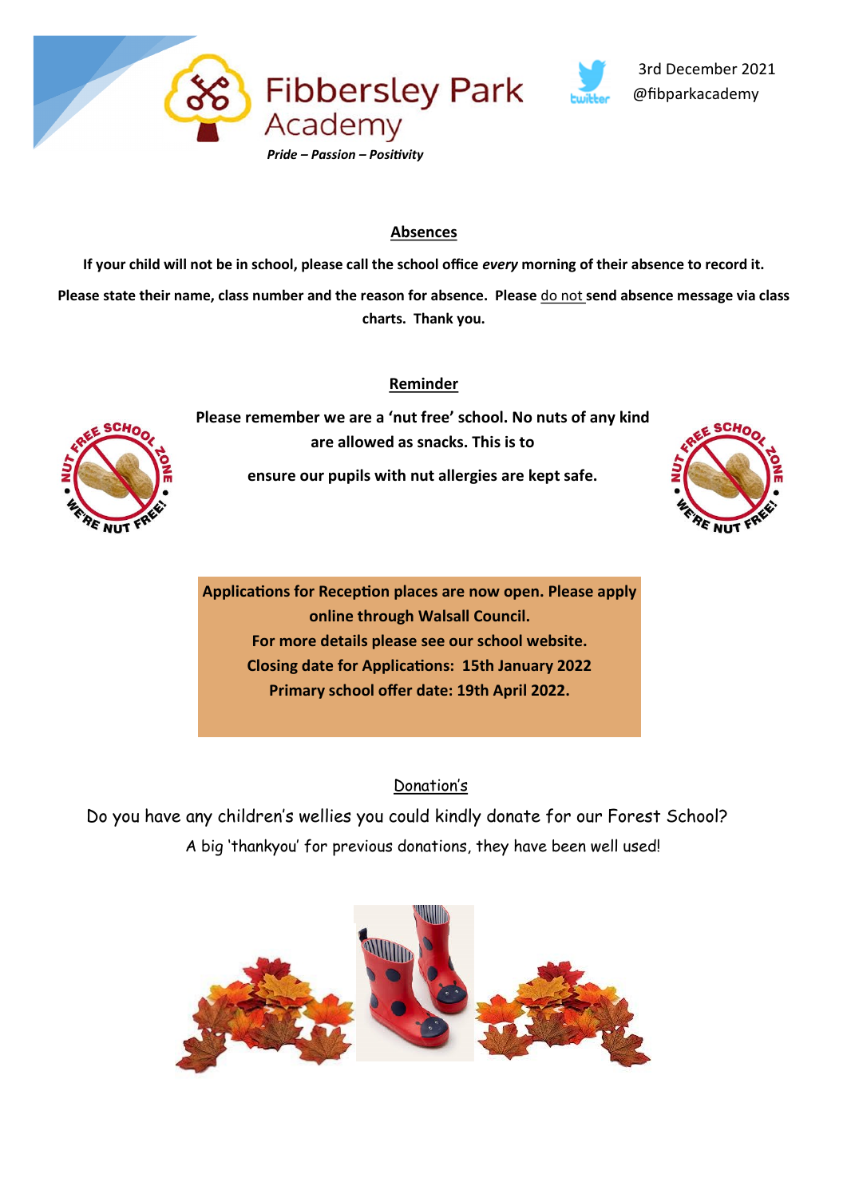Fibbersley Park Academy

*Pride – Passion – Positivity*

3rd December 2021

@fibparkacademy

## Absences

**If your child will not be in school, please call the school office *every* morning of their absence to record it.**

**Please state their name, class number and the reason for absence. Please do not send absence message via class charts. Thank you.**

## Reminder

**Please remember we are a 'nut free' school. No nuts of any kind are allowed as snacks. This is to ensure our pupils with nut allergies are kept safe.**

**Applications for Reception places are now open. Please apply online through Walsall Council.**
**For more details please see our school website.**
**Closing date for Applications: 15th January 2022**
**Primary school offer date: 19th April 2022.**

## Donation's

Do you have any children's wellies you could kindly donate for our Forest School?

A big 'thankyou' for previous donations, they have been well used!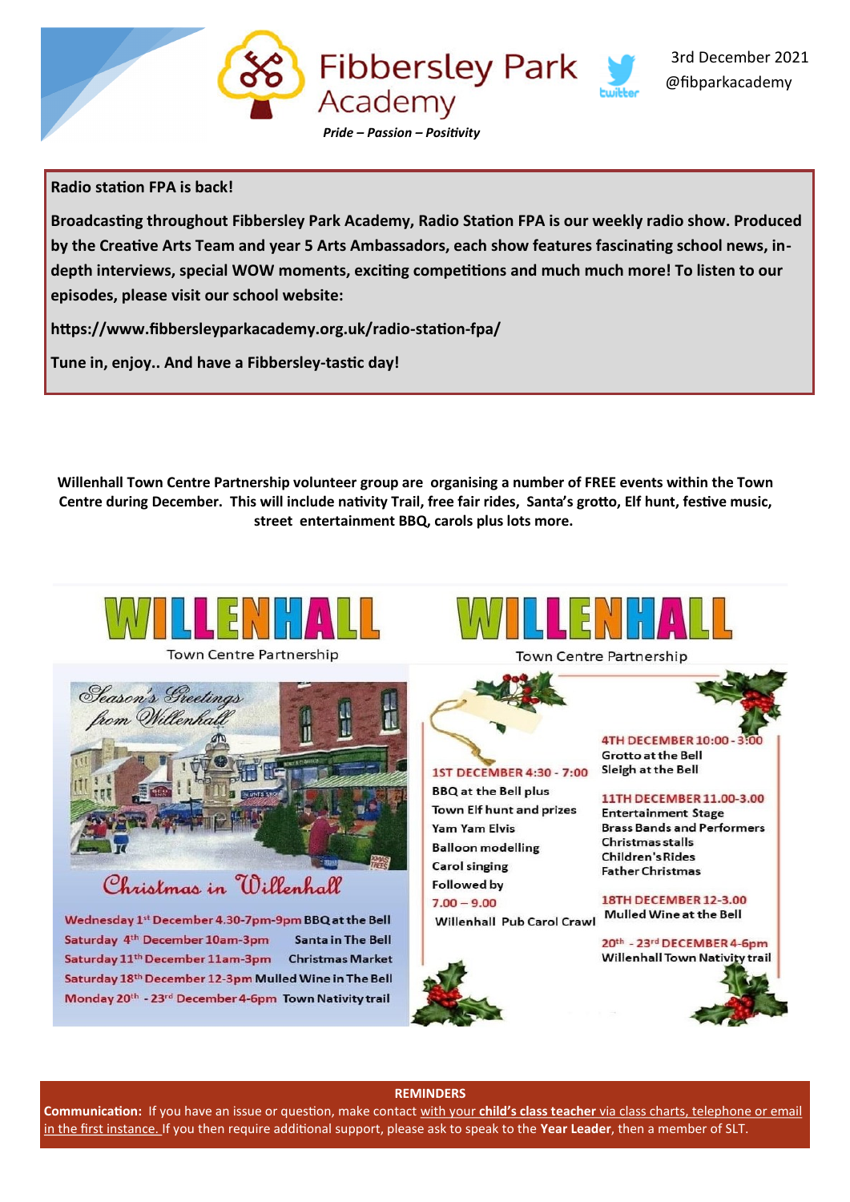Fibbersley Park Academy

*Pride – Passion – Positivity*

3rd December 2021

@fibparkacademy

**Radio station FPA is back!**

**Broadcasting throughout Fibbersley Park Academy, Radio Station FPA is our weekly radio show. Produced by the Creative Arts Team and year 5 Arts Ambassadors, each show features fascinating school news, in-depth interviews, special WOW moments, exciting competitions and much much more! To listen to our episodes, please visit our school website:**

**https://www.fibbersleyparkacademy.org.uk/radio-station-fpa/**

**Tune in, enjoy.. And have a Fibbersley-tastic day!**

**Willenhall Town Centre Partnership volunteer group are organising a number of FREE events within the Town Centre during December. This will include nativity Trail, free fair rides, Santa's grotto, Elf hunt, festive music, street entertainment BBQ, carols plus lots more.**

WILLENHALL

Town Centre Partnership

*Season's Greetings from Willenhall*

*Christmas in Willenhall*

Wednesday 1st December 4.30-7pm-9pm BBQ at the Bell
Saturday 4th December 10am-3pm Santa in The Bell
Saturday 11th December 11am-3pm Christmas Market
Saturday 18th December 12-3pm Mulled Wine in The Bell
Monday 20th - 23rd December 4-6pm Town Nativity trail

WILLENHALL

Town Centre Partnership

1ST DECEMBER 4:30 - 7:00
BBQ at the Bell plus
Town Elf hunt and prizes
Yam Yam Elvis
Balloon modelling
Carol singing
Followed by
7.00 – 9.00
Willenhall Pub Carol Crawl

4TH DECEMBER 10:00 - 3:00
Grotto at the Bell
Sleigh at the Bell

11TH DECEMBER 11.00-3.00
Entertainment Stage
Brass Bands and Performers
Christmas stalls
Children's Rides
Father Christmas

18TH DECEMBER 12-3.00
Mulled Wine at the Bell

20th - 23rd DECEMBER 4-6pm
Willenhall Town Nativity trail

**REMINDERS**

**Communication:** If you have an issue or question, make contact with your **child's class teacher** via class charts, telephone or email in the first instance. If you then require additional support, please ask to speak to the **Year Leader**, then a member of SLT.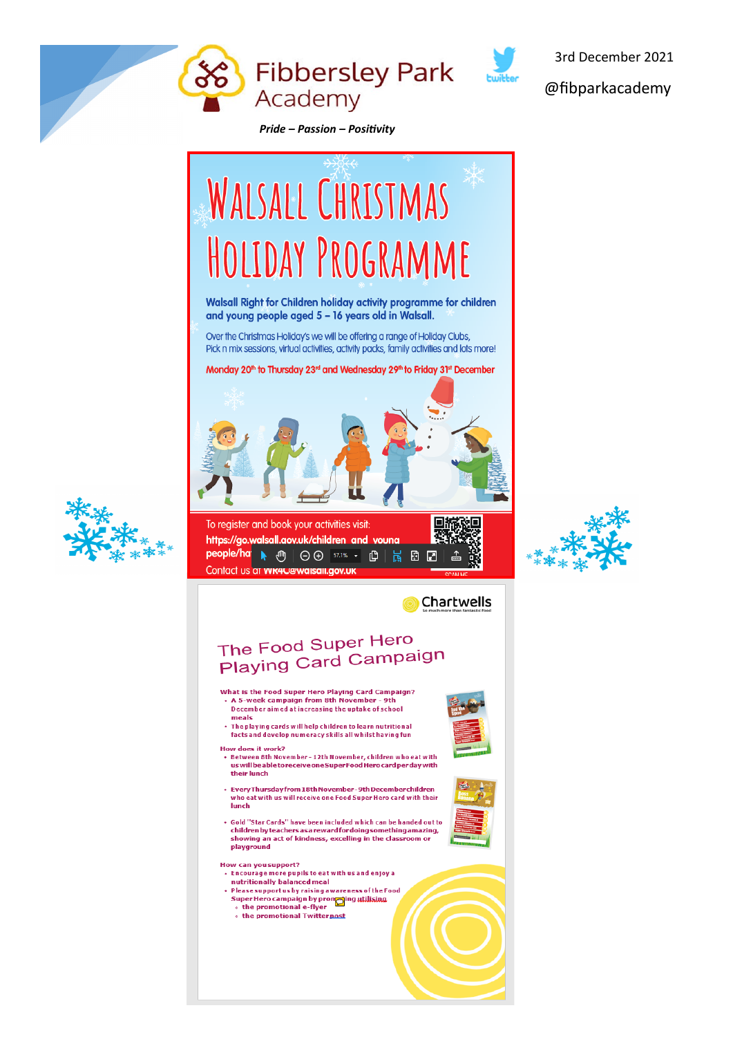# Fibbersley Park Academy

*Pride – Passion – Positivity*

3rd December 2021

@fibparkacademy

# Walsall Christmas Holiday Programme

**Walsall Right for Children holiday activity programme for children and young people aged 5 – 16 years old in Walsall.**

Over the Christmas Holiday's we will be offering a range of Holiday Clubs, Pick n mix sessions, virtual activities, activity packs, family activities and lots more!

**Monday 20th to Thursday 23rd and Wednesday 29th to Friday 31st December**

To register and book your activities visit:
**https://go.walsall.gov.uk/children_and_young people/ha**

Contact us at **WR4C@walsall.gov.uk**

SCAN ME

Chartwells

## The Food Super Hero Playing Card Campaign

**What is the Food Super Hero Playing Card Campaign?**

- A 5-week campaign from 8th November - 9th December aimed at increasing the uptake of school meals
- The playing cards will help children to learn nutritional facts and develop numeracy skills all whilst having fun

**How does it work?**

- Between 8th November - 12th November, children who eat with us will be able to receive one Super Food Hero card per day with their lunch
- Every Thursday from 18th November - 9th December children who eat with us will receive one Food Super Hero card with their lunch
- Gold "Star Cards" have been included which can be handed out to children by teachers as a reward for doing something amazing, showing an act of kindness, excelling in the classroom or playground

**How can you support?**

- Encourage more pupils to eat with us and enjoy a nutritionally balanced meal
- Please support us by raising awareness of the Food Super Hero campaign by promoting utilising
  - the promotional e-flyer
  - the promotional Twitter post